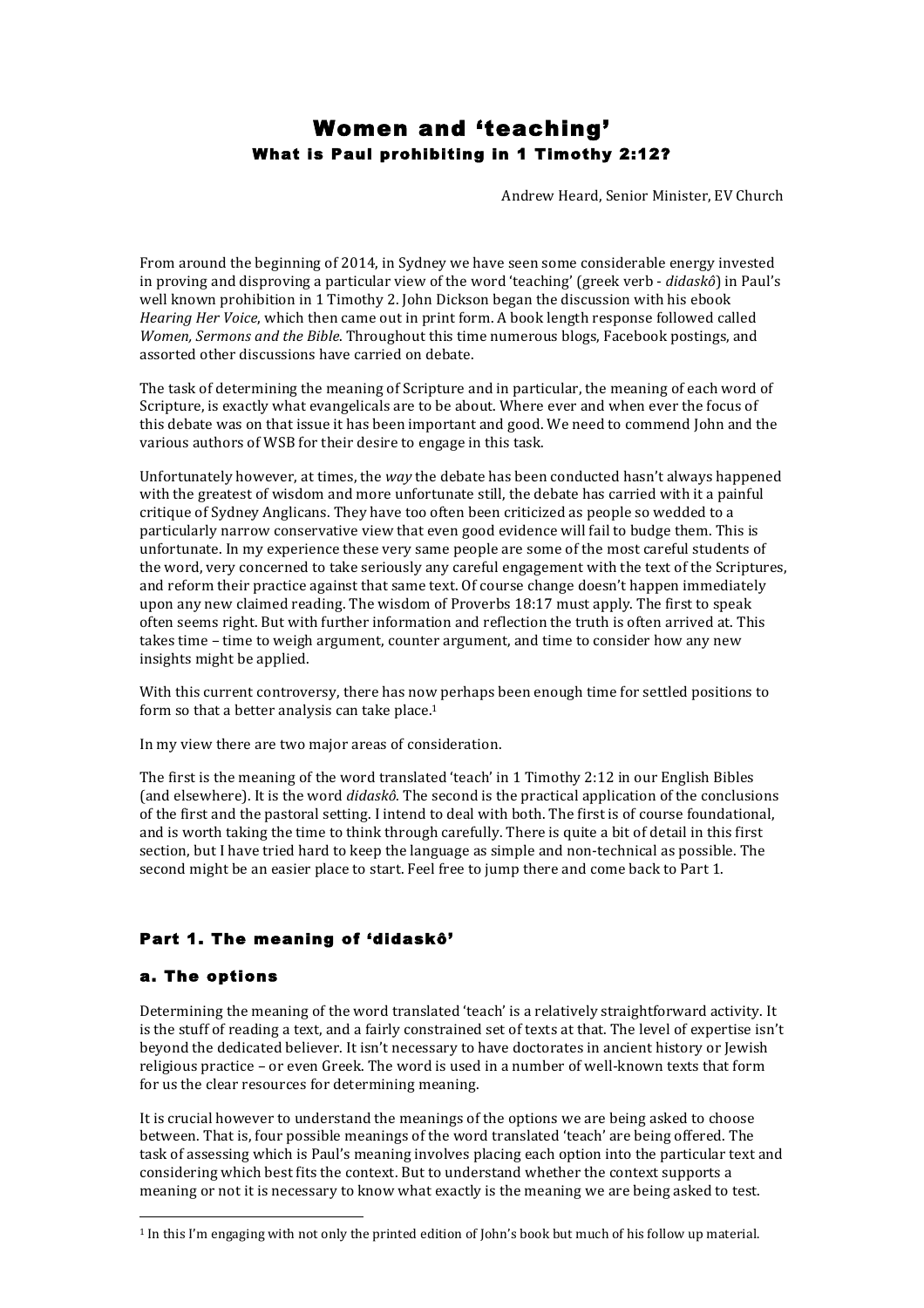# Women and 'teaching'

## What is Paul prohibiting in 1 Timothy 2:12?

Andrew Heard, Senior Minister, EV Church

From around the beginning of 2014, in Sydney we have seen some considerable energy invested in proving and disproving a particular view of the word 'teaching' (greek verb - *didaskô*) in Paul's well known prohibition in 1 Timothy 2. John Dickson began the discussion with his ebook *Hearing Her Voice*, which then came out in print form. A book length response followed called *Women, Sermons and the Bible*. Throughout this time numerous blogs, Facebook postings, and assorted other discussions have carried on debate.

The task of determining the meaning of Scripture and in particular, the meaning of each word of Scripture, is exactly what evangelicals are to be about. Where ever and when ever the focus of this debate was on that issue it has been important and good. We need to commend John and the various authors of WSB for their desire to engage in this task.

Unfortunately however, at times, the *way* the debate has been conducted hasn't always happened with the greatest of wisdom and more unfortunate still, the debate has carried with it a painful critique of Sydney Anglicans. They have too often been criticized as people so wedded to a particularly narrow conservative view that even good evidence will fail to budge them. This is unfortunate. In my experience these very same people are some of the most careful students of the word, very concerned to take seriously any careful engagement with the text of the Scriptures, and reform their practice against that same text. Of course change doesn't happen immediately upon any new claimed reading. The wisdom of Proverbs 18:17 must apply. The first to speak often seems right. But with further information and reflection the truth is often arrived at. This takes time – time to weigh argument, counter argument, and time to consider how any new insights might be applied.

With this current controversy, there has now perhaps been enough time for settled positions to form so that a better analysis can take place.[1]

In my view there are two major areas of consideration.

The first is the meaning of the word translated 'teach' in 1 Timothy 2:12 in our English Bibles (and elsewhere). It is the word *didaskô*. The second is the practical application of the conclusions of the first and the pastoral setting. I intend to deal with both. The first is of course foundational, and is worth taking the time to think through carefully. There is quite a bit of detail in this first section, but I have tried hard to keep the language as simple and non-technical as possible. The second might be an easier place to start. Feel free to jump there and come back to Part 1.

### Part 1. The meaning of 'didaskô'

#### a. The options

Determining the meaning of the word translated 'teach' is a relatively straightforward activity. It is the stuff of reading a text, and a fairly constrained set of texts at that. The level of expertise isn't beyond the dedicated believer. It isn't necessary to have doctorates in ancient history or Jewish religious practice – or even Greek. The word is used in a number of well-known texts that form for us the clear resources for determining meaning.

It is crucial however to understand the meanings of the options we are being asked to choose between. That is, four possible meanings of the word translated 'teach' are being offered. The task of assessing which is Paul's meaning involves placing each option into the particular text and considering which best fits the context. But to understand whether the context supports a meaning or not it is necessary to know what exactly is the meaning we are being asked to test.

---

[1] In this I'm engaging with not only the printed edition of John's book but much of his follow up material.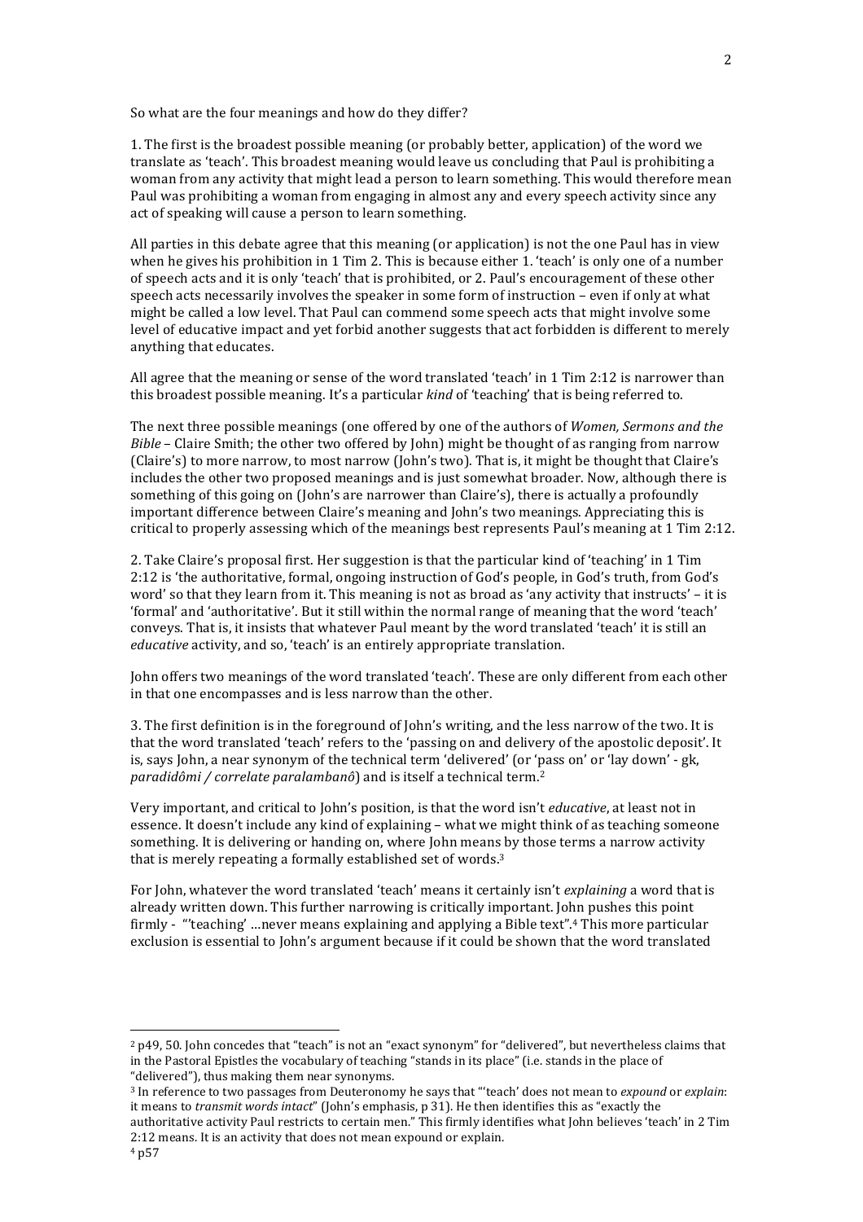So what are the four meanings and how do they differ?

1. The first is the broadest possible meaning (or probably better, application) of the word we translate as 'teach'. This broadest meaning would leave us concluding that Paul is prohibiting a woman from any activity that might lead a person to learn something. This would therefore mean Paul was prohibiting a woman from engaging in almost any and every speech activity since any act of speaking will cause a person to learn something.

All parties in this debate agree that this meaning (or application) is not the one Paul has in view when he gives his prohibition in 1 Tim 2. This is because either 1. 'teach' is only one of a number of speech acts and it is only 'teach' that is prohibited, or 2. Paul's encouragement of these other speech acts necessarily involves the speaker in some form of instruction – even if only at what might be called a low level. That Paul can commend some speech acts that might involve some level of educative impact and yet forbid another suggests that act forbidden is different to merely anything that educates.

All agree that the meaning or sense of the word translated 'teach' in 1 Tim 2:12 is narrower than this broadest possible meaning. It's a particular *kind* of 'teaching' that is being referred to.

The next three possible meanings (one offered by one of the authors of *Women, Sermons and the Bible* – Claire Smith; the other two offered by John) might be thought of as ranging from narrow (Claire's) to more narrow, to most narrow (John's two). That is, it might be thought that Claire's includes the other two proposed meanings and is just somewhat broader. Now, although there is something of this going on (John's are narrower than Claire's), there is actually a profoundly important difference between Claire's meaning and John's two meanings. Appreciating this is critical to properly assessing which of the meanings best represents Paul's meaning at 1 Tim 2:12.

2. Take Claire's proposal first. Her suggestion is that the particular kind of 'teaching' in 1 Tim 2:12 is 'the authoritative, formal, ongoing instruction of God's people, in God's truth, from God's word' so that they learn from it. This meaning is not as broad as 'any activity that instructs' – it is 'formal' and 'authoritative'. But it still within the normal range of meaning that the word 'teach' conveys. That is, it insists that whatever Paul meant by the word translated 'teach' it is still an *educative* activity, and so, 'teach' is an entirely appropriate translation.

John offers two meanings of the word translated 'teach'. These are only different from each other in that one encompasses and is less narrow than the other.

3. The first definition is in the foreground of John's writing, and the less narrow of the two. It is that the word translated 'teach' refers to the 'passing on and delivery of the apostolic deposit'. It is, says John, a near synonym of the technical term 'delivered' (or 'pass on' or 'lay down' - gk, *paradidômi / correlate paralambanô*) and is itself a technical term.[2]

Very important, and critical to John's position, is that the word isn't *educative*, at least not in essence. It doesn't include any kind of explaining – what we might think of as teaching someone something. It is delivering or handing on, where John means by those terms a narrow activity that is merely repeating a formally established set of words.[3]

For John, whatever the word translated 'teach' means it certainly isn't *explaining* a word that is already written down. This further narrowing is critically important. John pushes this point firmly - "'teaching' …never means explaining and applying a Bible text".[4] This more particular exclusion is essential to John's argument because if it could be shown that the word translated

---

[2] p49, 50. John concedes that "teach" is not an "exact synonym" for "delivered", but nevertheless claims that in the Pastoral Epistles the vocabulary of teaching "stands in its place" (i.e. stands in the place of "delivered"), thus making them near synonyms.

[3] In reference to two passages from Deuteronomy he says that "'teach' does not mean to *expound* or *explain*: it means to *transmit words intact*" (John's emphasis, p 31). He then identifies this as "exactly the authoritative activity Paul restricts to certain men." This firmly identifies what John believes 'teach' in 2 Tim 2:12 means. It is an activity that does not mean expound or explain.

[4] p57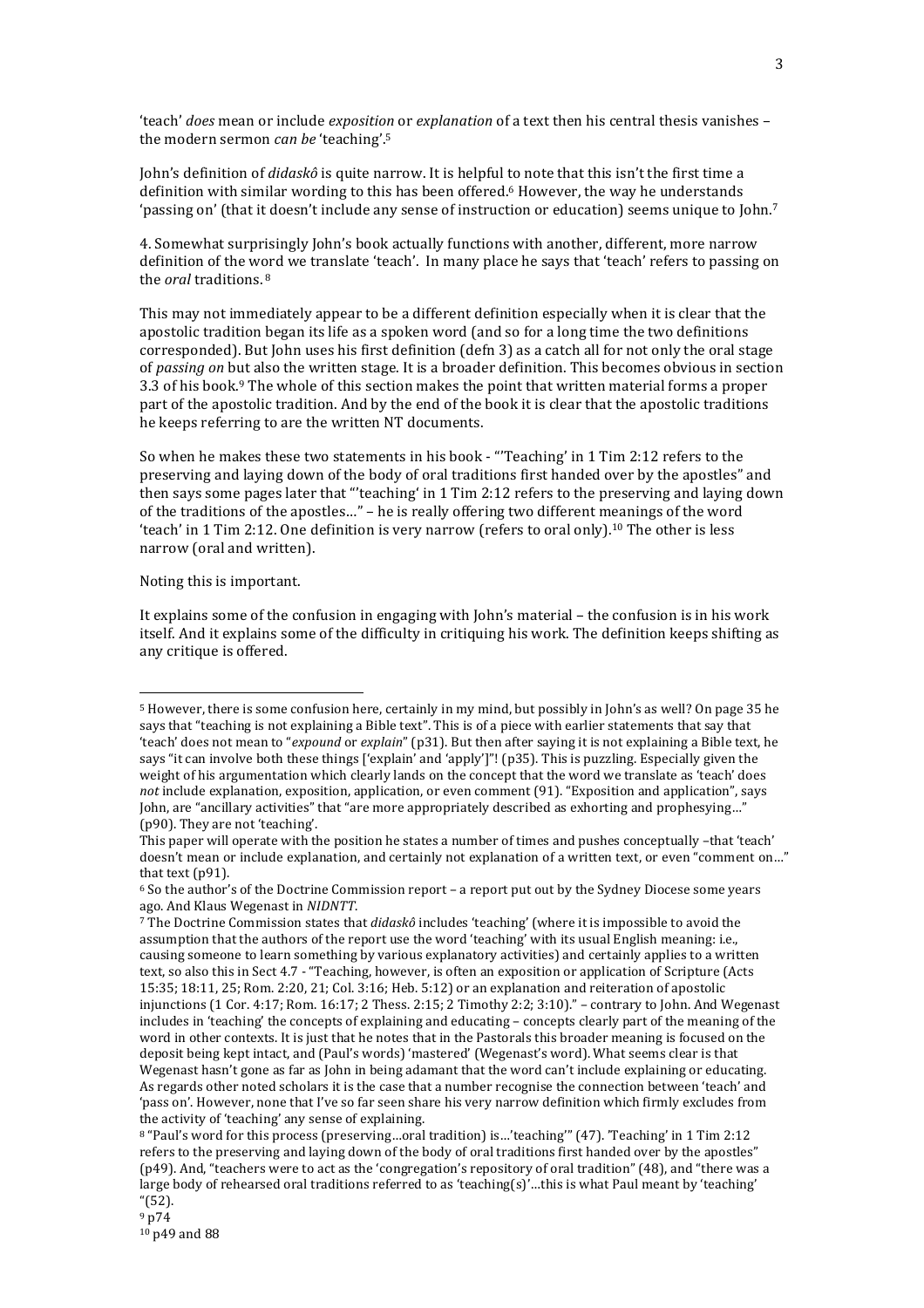'teach' *does* mean or include *exposition* or *explanation* of a text then his central thesis vanishes – the modern sermon *can be* 'teaching'.[5]

John's definition of *didaskô* is quite narrow. It is helpful to note that this isn't the first time a definition with similar wording to this has been offered.[6] However, the way he understands 'passing on' (that it doesn't include any sense of instruction or education) seems unique to John.[7]

4. Somewhat surprisingly John's book actually functions with another, different, more narrow definition of the word we translate 'teach'. In many place he says that 'teach' refers to passing on the *oral* traditions. [8]

This may not immediately appear to be a different definition especially when it is clear that the apostolic tradition began its life as a spoken word (and so for a long time the two definitions corresponded). But John uses his first definition (defn 3) as a catch all for not only the oral stage of *passing on* but also the written stage. It is a broader definition. This becomes obvious in section 3.3 of his book.[9] The whole of this section makes the point that written material forms a proper part of the apostolic tradition. And by the end of the book it is clear that the apostolic traditions he keeps referring to are the written NT documents.

So when he makes these two statements in his book - "'Teaching' in 1 Tim 2:12 refers to the preserving and laying down of the body of oral traditions first handed over by the apostles" and then says some pages later that "'teaching' in 1 Tim 2:12 refers to the preserving and laying down of the traditions of the apostles…" – he is really offering two different meanings of the word 'teach' in 1 Tim 2:12. One definition is very narrow (refers to oral only).[10] The other is less narrow (oral and written).

Noting this is important.

It explains some of the confusion in engaging with John's material – the confusion is in his work itself. And it explains some of the difficulty in critiquing his work. The definition keeps shifting as any critique is offered.

---

[5] However, there is some confusion here, certainly in my mind, but possibly in John's as well? On page 35 he says that "teaching is not explaining a Bible text". This is of a piece with earlier statements that say that 'teach' does not mean to "*expound* or *explain*" (p31). But then after saying it is not explaining a Bible text, he says "it can involve both these things ['explain' and 'apply']"! (p35). This is puzzling. Especially given the weight of his argumentation which clearly lands on the concept that the word we translate as 'teach' does *not* include explanation, exposition, application, or even comment (91). "Exposition and application", says John, are "ancillary activities" that "are more appropriately described as exhorting and prophesying…" (p90). They are not 'teaching'.

This paper will operate with the position he states a number of times and pushes conceptually –that 'teach' doesn't mean or include explanation, and certainly not explanation of a written text, or even "comment on…" that text (p91).

[6] So the author's of the Doctrine Commission report – a report put out by the Sydney Diocese some years ago. And Klaus Wegenast in *NIDNTT*.

[7] The Doctrine Commission states that *didaskô* includes 'teaching' (where it is impossible to avoid the assumption that the authors of the report use the word 'teaching' with its usual English meaning: i.e., causing someone to learn something by various explanatory activities) and certainly applies to a written text, so also this in Sect 4.7 - "Teaching, however, is often an exposition or application of Scripture (Acts 15:35; 18:11, 25; Rom. 2:20, 21; Col. 3:16; Heb. 5:12) or an explanation and reiteration of apostolic injunctions (1 Cor. 4:17; Rom. 16:17; 2 Thess. 2:15; 2 Timothy 2:2; 3:10)." – contrary to John. And Wegenast includes in 'teaching' the concepts of explaining and educating – concepts clearly part of the meaning of the word in other contexts. It is just that he notes that in the Pastorals this broader meaning is focused on the deposit being kept intact, and (Paul's words) 'mastered' (Wegenast's word). What seems clear is that Wegenast hasn't gone as far as John in being adamant that the word can't include explaining or educating. As regards other noted scholars it is the case that a number recognise the connection between 'teach' and 'pass on'. However, none that I've so far seen share his very narrow definition which firmly excludes from the activity of 'teaching' any sense of explaining.

[8] "Paul's word for this process (preserving…oral tradition) is…'teaching'" (47). 'Teaching' in 1 Tim 2:12 refers to the preserving and laying down of the body of oral traditions first handed over by the apostles" (p49). And, "teachers were to act as the 'congregation's repository of oral tradition" (48), and "there was a large body of rehearsed oral traditions referred to as 'teaching(s)'…this is what Paul meant by 'teaching' "(52).

[9] p74

[10] p49 and 88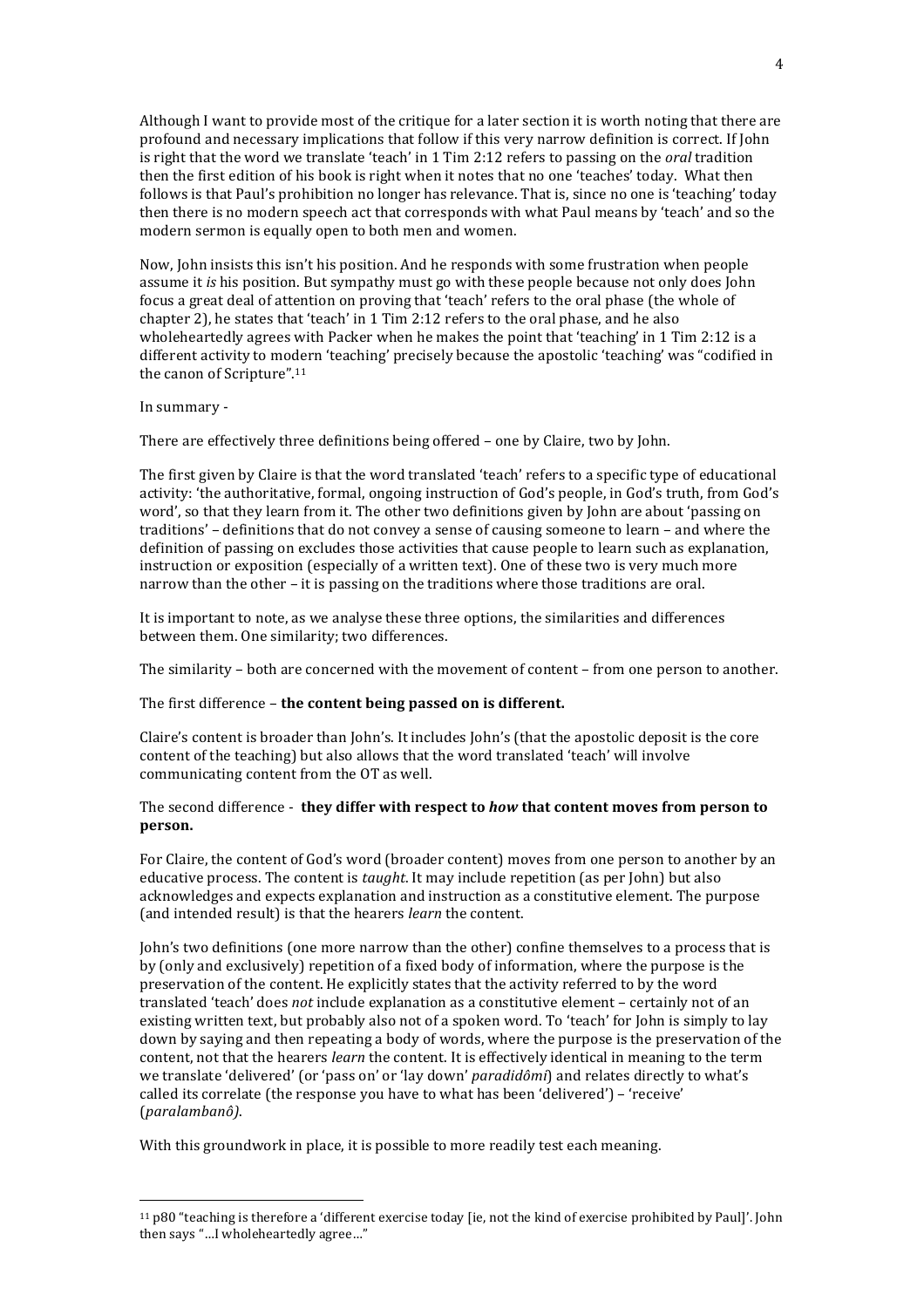Although I want to provide most of the critique for a later section it is worth noting that there are profound and necessary implications that follow if this very narrow definition is correct. If John is right that the word we translate 'teach' in 1 Tim 2:12 refers to passing on the *oral* tradition then the first edition of his book is right when it notes that no one 'teaches' today. What then follows is that Paul's prohibition no longer has relevance. That is, since no one is 'teaching' today then there is no modern speech act that corresponds with what Paul means by 'teach' and so the modern sermon is equally open to both men and women.

Now, John insists this isn't his position. And he responds with some frustration when people assume it *is* his position. But sympathy must go with these people because not only does John focus a great deal of attention on proving that 'teach' refers to the oral phase (the whole of chapter 2), he states that 'teach' in 1 Tim 2:12 refers to the oral phase, and he also wholeheartedly agrees with Packer when he makes the point that 'teaching' in 1 Tim 2:12 is a different activity to modern 'teaching' precisely because the apostolic 'teaching' was "codified in the canon of Scripture".[11]

In summary -

There are effectively three definitions being offered – one by Claire, two by John.

The first given by Claire is that the word translated 'teach' refers to a specific type of educational activity: 'the authoritative, formal, ongoing instruction of God's people, in God's truth, from God's word', so that they learn from it. The other two definitions given by John are about 'passing on traditions' – definitions that do not convey a sense of causing someone to learn – and where the definition of passing on excludes those activities that cause people to learn such as explanation, instruction or exposition (especially of a written text). One of these two is very much more narrow than the other – it is passing on the traditions where those traditions are oral.

It is important to note, as we analyse these three options, the similarities and differences between them. One similarity; two differences.

The similarity – both are concerned with the movement of content – from one person to another.

The first difference – **the content being passed on is different.**

Claire's content is broader than John's. It includes John's (that the apostolic deposit is the core content of the teaching) but also allows that the word translated 'teach' will involve communicating content from the OT as well.

The second difference - **they differ with respect to *how* that content moves from person to person.**

For Claire, the content of God's word (broader content) moves from one person to another by an educative process. The content is *taught*. It may include repetition (as per John) but also acknowledges and expects explanation and instruction as a constitutive element. The purpose (and intended result) is that the hearers *learn* the content.

John's two definitions (one more narrow than the other) confine themselves to a process that is by (only and exclusively) repetition of a fixed body of information, where the purpose is the preservation of the content. He explicitly states that the activity referred to by the word translated 'teach' does *not* include explanation as a constitutive element – certainly not of an existing written text, but probably also not of a spoken word. To 'teach' for John is simply to lay down by saying and then repeating a body of words, where the purpose is the preservation of the content, not that the hearers *learn* the content. It is effectively identical in meaning to the term we translate 'delivered' (or 'pass on' or 'lay down' *paradidômi*) and relates directly to what's called its correlate (the response you have to what has been 'delivered') – 'receive' (*paralambanô)*.

With this groundwork in place, it is possible to more readily test each meaning.

[11] p80 "teaching is therefore a 'different exercise today [ie, not the kind of exercise prohibited by Paul]'. John then says "…I wholeheartedly agree…"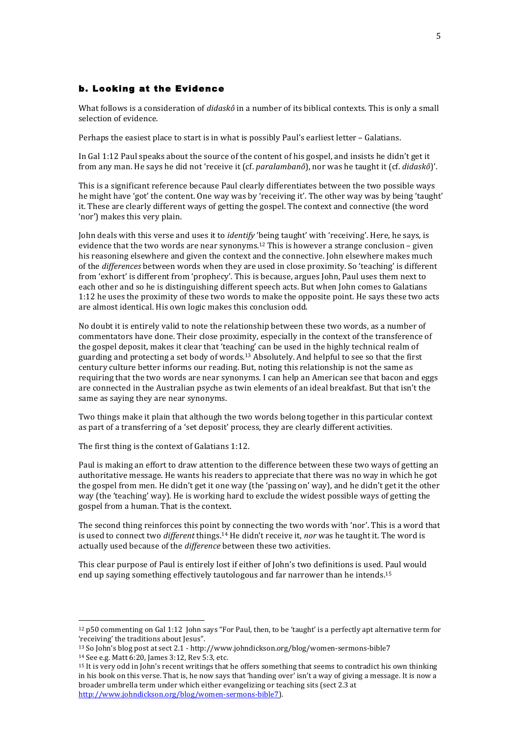### b. Looking at the Evidence

What follows is a consideration of *didaskô* in a number of its biblical contexts. This is only a small selection of evidence.

Perhaps the easiest place to start is in what is possibly Paul's earliest letter – Galatians.

In Gal 1:12 Paul speaks about the source of the content of his gospel, and insists he didn't get it from any man. He says he did not 'receive it (cf. *paralambanô*), nor was he taught it (cf. *didaskô*)'.

This is a significant reference because Paul clearly differentiates between the two possible ways he might have 'got' the content. One way was by 'receiving it'. The other way was by being 'taught' it. These are clearly different ways of getting the gospel. The context and connective (the word 'nor') makes this very plain.

John deals with this verse and uses it to *identify* 'being taught' with 'receiving'. Here, he says, is evidence that the two words are near synonyms.[12] This is however a strange conclusion – given his reasoning elsewhere and given the context and the connective. John elsewhere makes much of the *differences* between words when they are used in close proximity. So 'teaching' is different from 'exhort' is different from 'prophecy'. This is because, argues John, Paul uses them next to each other and so he is distinguishing different speech acts. But when John comes to Galatians 1:12 he uses the proximity of these two words to make the opposite point. He says these two acts are almost identical. His own logic makes this conclusion odd.

No doubt it is entirely valid to note the relationship between these two words, as a number of commentators have done. Their close proximity, especially in the context of the transference of the gospel deposit, makes it clear that 'teaching' can be used in the highly technical realm of guarding and protecting a set body of words.[13] Absolutely. And helpful to see so that the first century culture better informs our reading. But, noting this relationship is not the same as requiring that the two words are near synonyms. I can help an American see that bacon and eggs are connected in the Australian psyche as twin elements of an ideal breakfast. But that isn't the same as saying they are near synonyms.

Two things make it plain that although the two words belong together in this particular context as part of a transferring of a 'set deposit' process, they are clearly different activities.

The first thing is the context of Galatians 1:12.

Paul is making an effort to draw attention to the difference between these two ways of getting an authoritative message. He wants his readers to appreciate that there was no way in which he got the gospel from men. He didn't get it one way (the 'passing on' way), and he didn't get it the other way (the 'teaching' way). He is working hard to exclude the widest possible ways of getting the gospel from a human. That is the context.

The second thing reinforces this point by connecting the two words with 'nor'. This is a word that is used to connect two *different* things.[14] He didn't receive it, *nor* was he taught it. The word is actually used because of the *difference* between these two activities.

This clear purpose of Paul is entirely lost if either of John's two definitions is used. Paul would end up saying something effectively tautologous and far narrower than he intends.[15]

---

[12] p50 commenting on Gal 1:12 John says "For Paul, then, to be 'taught' is a perfectly apt alternative term for 'receiving' the traditions about Jesus".

[13] So John's blog post at sect 2.1 - http://www.johndickson.org/blog/women-sermons-bible7

[14] See e.g. Matt 6:20, James 3:12, Rev 5:3, etc.

[15] It is very odd in John's recent writings that he offers something that seems to contradict his own thinking in his book on this verse. That is, he now says that 'handing over' isn't a way of giving a message. It is now a broader umbrella term under which either evangelizing or teaching sits (sect 2.3 at http://www.johndickson.org/blog/women-sermons-bible7).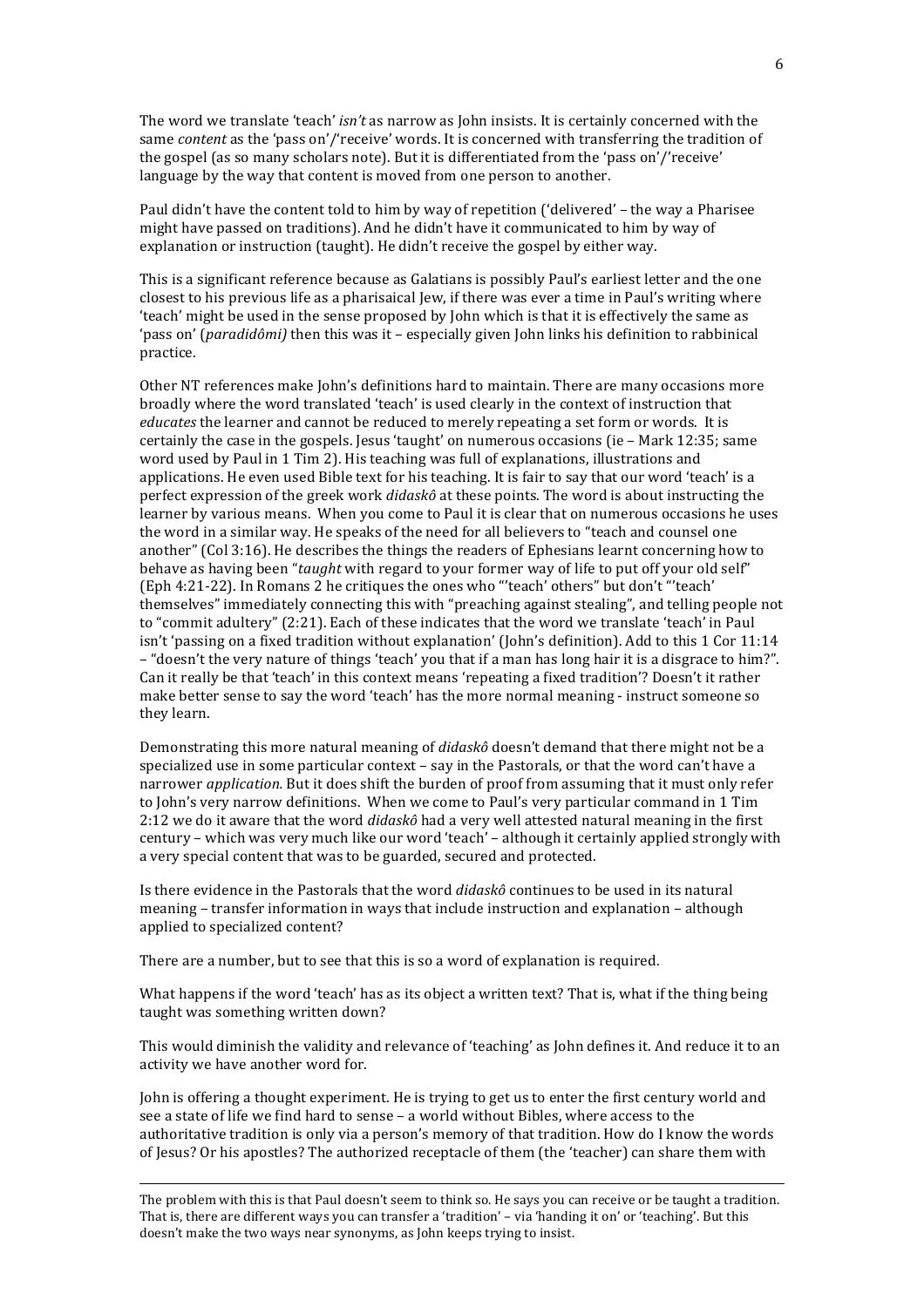The word we translate 'teach' *isn't* as narrow as John insists. It is certainly concerned with the same *content* as the 'pass on'/'receive' words. It is concerned with transferring the tradition of the gospel (as so many scholars note). But it is differentiated from the 'pass on'/'receive' language by the way that content is moved from one person to another.

Paul didn't have the content told to him by way of repetition ('delivered' – the way a Pharisee might have passed on traditions). And he didn't have it communicated to him by way of explanation or instruction (taught). He didn't receive the gospel by either way.

This is a significant reference because as Galatians is possibly Paul's earliest letter and the one closest to his previous life as a pharisaical Jew, if there was ever a time in Paul's writing where 'teach' might be used in the sense proposed by John which is that it is effectively the same as 'pass on' (*paradidômi)* then this was it – especially given John links his definition to rabbinical practice.

Other NT references make John's definitions hard to maintain. There are many occasions more broadly where the word translated 'teach' is used clearly in the context of instruction that *educates* the learner and cannot be reduced to merely repeating a set form or words. It is certainly the case in the gospels. Jesus 'taught' on numerous occasions (ie – Mark 12:35; same word used by Paul in 1 Tim 2). His teaching was full of explanations, illustrations and applications. He even used Bible text for his teaching. It is fair to say that our word 'teach' is a perfect expression of the greek work *didaskô* at these points. The word is about instructing the learner by various means. When you come to Paul it is clear that on numerous occasions he uses the word in a similar way. He speaks of the need for all believers to "teach and counsel one another" (Col 3:16). He describes the things the readers of Ephesians learnt concerning how to behave as having been "*taught* with regard to your former way of life to put off your old self" (Eph 4:21-22). In Romans 2 he critiques the ones who "'teach' others" but don't "'teach' themselves" immediately connecting this with "preaching against stealing", and telling people not to "commit adultery" (2:21). Each of these indicates that the word we translate 'teach' in Paul isn't 'passing on a fixed tradition without explanation' (John's definition). Add to this 1 Cor 11:14 – "doesn't the very nature of things 'teach' you that if a man has long hair it is a disgrace to him?". Can it really be that 'teach' in this context means 'repeating a fixed tradition'? Doesn't it rather make better sense to say the word 'teach' has the more normal meaning - instruct someone so they learn.

Demonstrating this more natural meaning of *didaskô* doesn't demand that there might not be a specialized use in some particular context – say in the Pastorals, or that the word can't have a narrower *application.* But it does shift the burden of proof from assuming that it must only refer to John's very narrow definitions. When we come to Paul's very particular command in 1 Tim 2:12 we do it aware that the word *didaskô* had a very well attested natural meaning in the first century – which was very much like our word 'teach' – although it certainly applied strongly with a very special content that was to be guarded, secured and protected.

Is there evidence in the Pastorals that the word *didaskô* continues to be used in its natural meaning – transfer information in ways that include instruction and explanation – although applied to specialized content?

There are a number, but to see that this is so a word of explanation is required.

What happens if the word 'teach' has as its object a written text? That is, what if the thing being taught was something written down?

This would diminish the validity and relevance of 'teaching' as John defines it. And reduce it to an activity we have another word for.

John is offering a thought experiment. He is trying to get us to enter the first century world and see a state of life we find hard to sense – a world without Bibles, where access to the authoritative tradition is only via a person's memory of that tradition. How do I know the words of Jesus? Or his apostles? The authorized receptacle of them (the 'teacher) can share them with

---

The problem with this is that Paul doesn't seem to think so. He says you can receive or be taught a tradition. That is, there are different ways you can transfer a 'tradition' – via 'handing it on' or 'teaching'. But this doesn't make the two ways near synonyms, as John keeps trying to insist.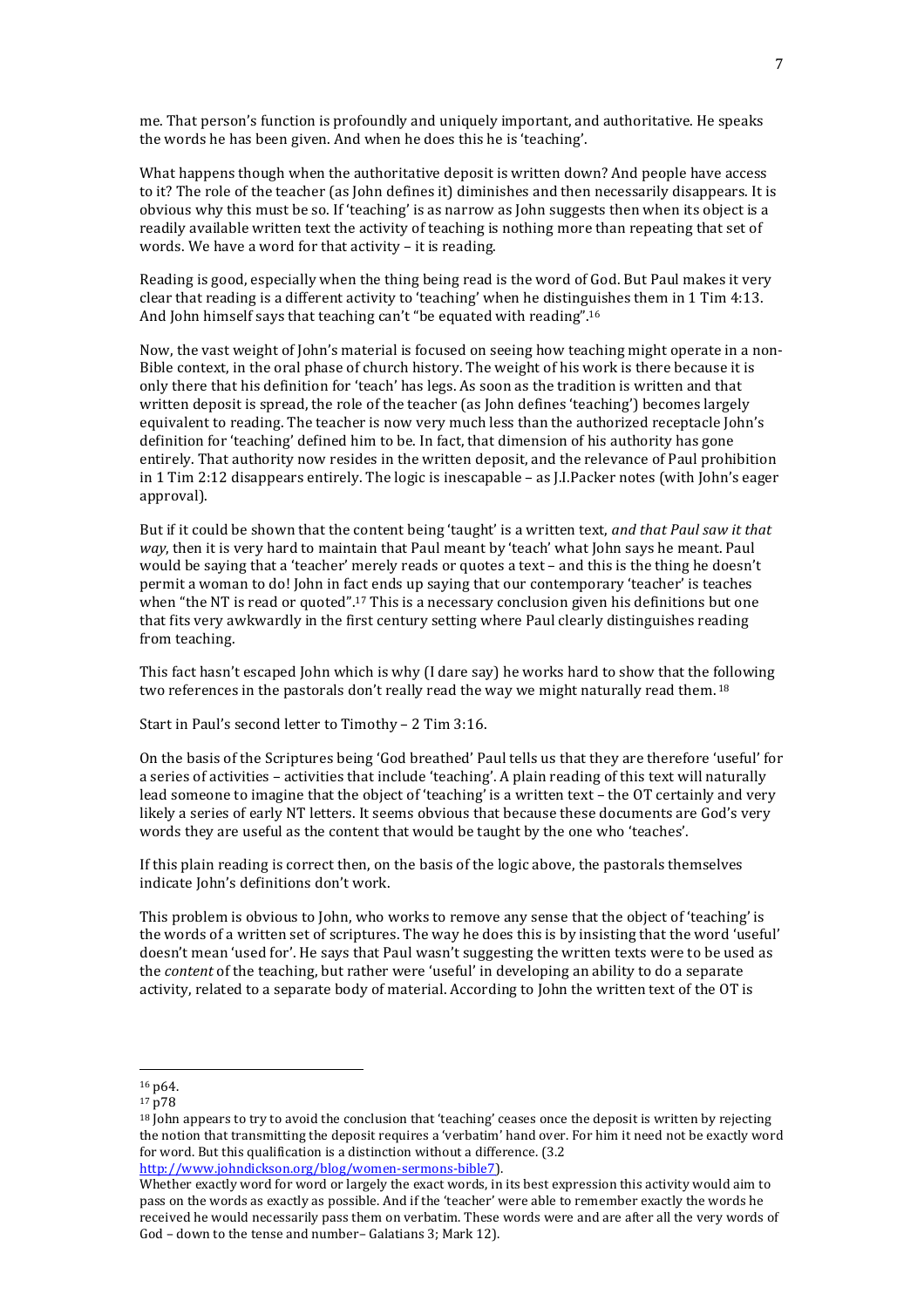me. That person's function is profoundly and uniquely important, and authoritative. He speaks the words he has been given. And when he does this he is 'teaching'.

What happens though when the authoritative deposit is written down? And people have access to it? The role of the teacher (as John defines it) diminishes and then necessarily disappears. It is obvious why this must be so. If 'teaching' is as narrow as John suggests then when its object is a readily available written text the activity of teaching is nothing more than repeating that set of words. We have a word for that activity – it is reading.

Reading is good, especially when the thing being read is the word of God. But Paul makes it very clear that reading is a different activity to 'teaching' when he distinguishes them in 1 Tim 4:13. And John himself says that teaching can't "be equated with reading".[16]

Now, the vast weight of John's material is focused on seeing how teaching might operate in a non-Bible context, in the oral phase of church history. The weight of his work is there because it is only there that his definition for 'teach' has legs. As soon as the tradition is written and that written deposit is spread, the role of the teacher (as John defines 'teaching') becomes largely equivalent to reading. The teacher is now very much less than the authorized receptacle John's definition for 'teaching' defined him to be. In fact, that dimension of his authority has gone entirely. That authority now resides in the written deposit, and the relevance of Paul prohibition in 1 Tim 2:12 disappears entirely. The logic is inescapable – as J.I.Packer notes (with John's eager approval).

But if it could be shown that the content being 'taught' is a written text, *and that Paul saw it that way*, then it is very hard to maintain that Paul meant by 'teach' what John says he meant. Paul would be saying that a 'teacher' merely reads or quotes a text – and this is the thing he doesn't permit a woman to do! John in fact ends up saying that our contemporary 'teacher' is teaches when "the NT is read or quoted".[17] This is a necessary conclusion given his definitions but one that fits very awkwardly in the first century setting where Paul clearly distinguishes reading from teaching.

This fact hasn't escaped John which is why (I dare say) he works hard to show that the following two references in the pastorals don't really read the way we might naturally read them.[18]

Start in Paul's second letter to Timothy – 2 Tim 3:16.

On the basis of the Scriptures being 'God breathed' Paul tells us that they are therefore 'useful' for a series of activities – activities that include 'teaching'. A plain reading of this text will naturally lead someone to imagine that the object of 'teaching' is a written text – the OT certainly and very likely a series of early NT letters. It seems obvious that because these documents are God's very words they are useful as the content that would be taught by the one who 'teaches'.

If this plain reading is correct then, on the basis of the logic above, the pastorals themselves indicate John's definitions don't work.

This problem is obvious to John, who works to remove any sense that the object of 'teaching' is the words of a written set of scriptures. The way he does this is by insisting that the word 'useful' doesn't mean 'used for'. He says that Paul wasn't suggesting the written texts were to be used as the *content* of the teaching, but rather were 'useful' in developing an ability to do a separate activity, related to a separate body of material. According to John the written text of the OT is

---

[16] p64.

[17] p78

[18] John appears to try to avoid the conclusion that 'teaching' ceases once the deposit is written by rejecting the notion that transmitting the deposit requires a 'verbatim' hand over. For him it need not be exactly word for word. But this qualification is a distinction without a difference. (3.2 http://www.johndickson.org/blog/women-sermons-bible7).

Whether exactly word for word or largely the exact words, in its best expression this activity would aim to pass on the words as exactly as possible. And if the 'teacher' were able to remember exactly the words he received he would necessarily pass them on verbatim. These words were and are after all the very words of God – down to the tense and number– Galatians 3; Mark 12).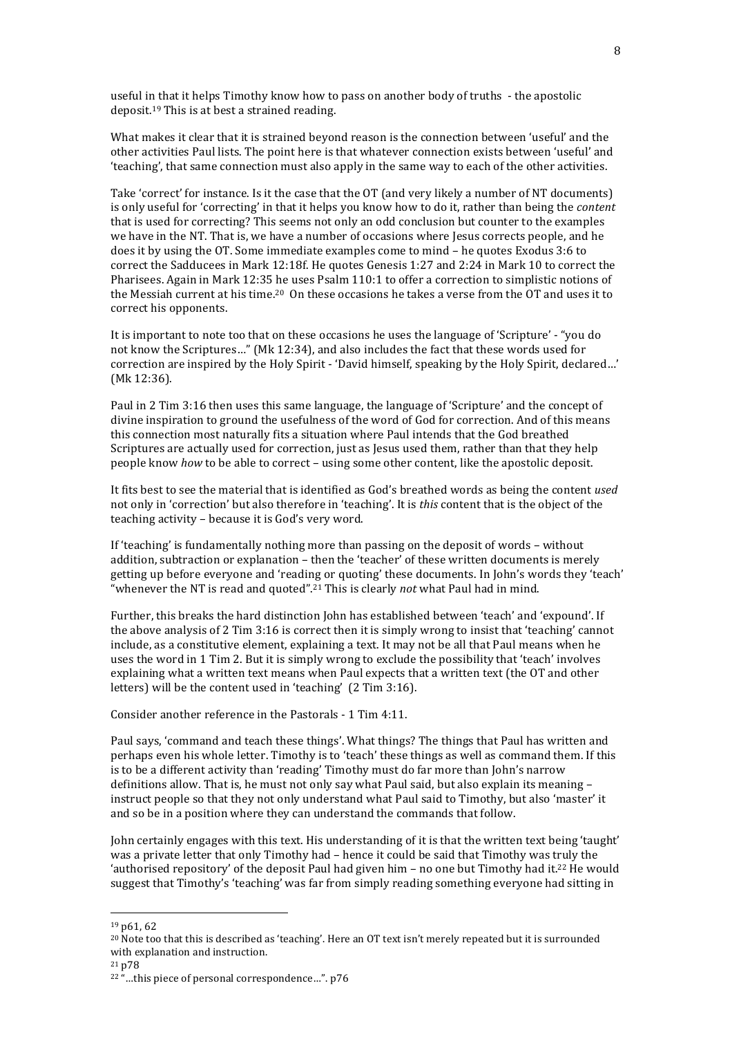useful in that it helps Timothy know how to pass on another body of truths - the apostolic deposit.[19] This is at best a strained reading.

What makes it clear that it is strained beyond reason is the connection between 'useful' and the other activities Paul lists. The point here is that whatever connection exists between 'useful' and 'teaching', that same connection must also apply in the same way to each of the other activities.

Take 'correct' for instance. Is it the case that the OT (and very likely a number of NT documents) is only useful for 'correcting' in that it helps you know how to do it, rather than being the *content* that is used for correcting? This seems not only an odd conclusion but counter to the examples we have in the NT. That is, we have a number of occasions where Jesus corrects people, and he does it by using the OT. Some immediate examples come to mind – he quotes Exodus 3:6 to correct the Sadducees in Mark 12:18f. He quotes Genesis 1:27 and 2:24 in Mark 10 to correct the Pharisees. Again in Mark 12:35 he uses Psalm 110:1 to offer a correction to simplistic notions of the Messiah current at his time.[20] On these occasions he takes a verse from the OT and uses it to correct his opponents.

It is important to note too that on these occasions he uses the language of 'Scripture' - "you do not know the Scriptures…" (Mk 12:34), and also includes the fact that these words used for correction are inspired by the Holy Spirit - 'David himself, speaking by the Holy Spirit, declared…' (Mk 12:36).

Paul in 2 Tim 3:16 then uses this same language, the language of 'Scripture' and the concept of divine inspiration to ground the usefulness of the word of God for correction. And of this means this connection most naturally fits a situation where Paul intends that the God breathed Scriptures are actually used for correction, just as Jesus used them, rather than that they help people know *how* to be able to correct – using some other content, like the apostolic deposit.

It fits best to see the material that is identified as God's breathed words as being the content *used* not only in 'correction' but also therefore in 'teaching'. It is *this* content that is the object of the teaching activity – because it is God's very word.

If 'teaching' is fundamentally nothing more than passing on the deposit of words – without addition, subtraction or explanation – then the 'teacher' of these written documents is merely getting up before everyone and 'reading or quoting' these documents. In John's words they 'teach' "whenever the NT is read and quoted".[21] This is clearly *not* what Paul had in mind.

Further, this breaks the hard distinction John has established between 'teach' and 'expound'. If the above analysis of 2 Tim 3:16 is correct then it is simply wrong to insist that 'teaching' cannot include, as a constitutive element, explaining a text. It may not be all that Paul means when he uses the word in 1 Tim 2. But it is simply wrong to exclude the possibility that 'teach' involves explaining what a written text means when Paul expects that a written text (the OT and other letters) will be the content used in 'teaching' (2 Tim 3:16).

Consider another reference in the Pastorals - 1 Tim 4:11.

Paul says, 'command and teach these things'. What things? The things that Paul has written and perhaps even his whole letter. Timothy is to 'teach' these things as well as command them. If this is to be a different activity than 'reading' Timothy must do far more than John's narrow definitions allow. That is, he must not only say what Paul said, but also explain its meaning – instruct people so that they not only understand what Paul said to Timothy, but also 'master' it and so be in a position where they can understand the commands that follow.

John certainly engages with this text. His understanding of it is that the written text being 'taught' was a private letter that only Timothy had – hence it could be said that Timothy was truly the 'authorised repository' of the deposit Paul had given him – no one but Timothy had it.[22] He would suggest that Timothy's 'teaching' was far from simply reading something everyone had sitting in

---

[19] p61, 62

[20] Note too that this is described as 'teaching'. Here an OT text isn't merely repeated but it is surrounded with explanation and instruction.

[21] p78

[22] "…this piece of personal correspondence…". p76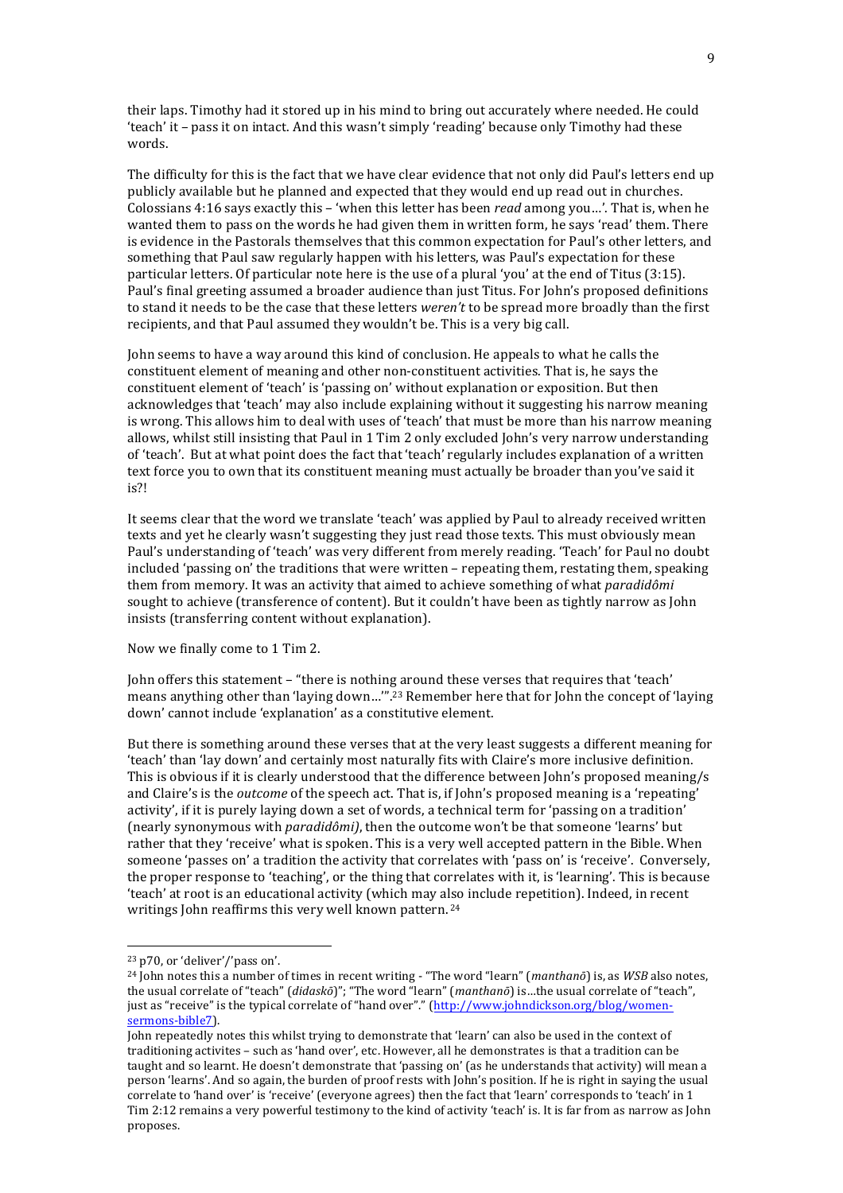their laps. Timothy had it stored up in his mind to bring out accurately where needed. He could 'teach' it – pass it on intact. And this wasn't simply 'reading' because only Timothy had these words.

The difficulty for this is the fact that we have clear evidence that not only did Paul's letters end up publicly available but he planned and expected that they would end up read out in churches. Colossians 4:16 says exactly this – 'when this letter has been *read* among you…'. That is, when he wanted them to pass on the words he had given them in written form, he says 'read' them. There is evidence in the Pastorals themselves that this common expectation for Paul's other letters, and something that Paul saw regularly happen with his letters, was Paul's expectation for these particular letters. Of particular note here is the use of a plural 'you' at the end of Titus (3:15). Paul's final greeting assumed a broader audience than just Titus. For John's proposed definitions to stand it needs to be the case that these letters *weren't* to be spread more broadly than the first recipients, and that Paul assumed they wouldn't be. This is a very big call.

John seems to have a way around this kind of conclusion. He appeals to what he calls the constituent element of meaning and other non-constituent activities. That is, he says the constituent element of 'teach' is 'passing on' without explanation or exposition. But then acknowledges that 'teach' may also include explaining without it suggesting his narrow meaning is wrong. This allows him to deal with uses of 'teach' that must be more than his narrow meaning allows, whilst still insisting that Paul in 1 Tim 2 only excluded John's very narrow understanding of 'teach'. But at what point does the fact that 'teach' regularly includes explanation of a written text force you to own that its constituent meaning must actually be broader than you've said it is?!

It seems clear that the word we translate 'teach' was applied by Paul to already received written texts and yet he clearly wasn't suggesting they just read those texts. This must obviously mean Paul's understanding of 'teach' was very different from merely reading. 'Teach' for Paul no doubt included 'passing on' the traditions that were written – repeating them, restating them, speaking them from memory. It was an activity that aimed to achieve something of what *paradidômi* sought to achieve (transference of content). But it couldn't have been as tightly narrow as John insists (transferring content without explanation).

Now we finally come to 1 Tim 2.

John offers this statement – "there is nothing around these verses that requires that 'teach' means anything other than 'laying down…'".[23] Remember here that for John the concept of 'laying down' cannot include 'explanation' as a constitutive element.

But there is something around these verses that at the very least suggests a different meaning for 'teach' than 'lay down' and certainly most naturally fits with Claire's more inclusive definition. This is obvious if it is clearly understood that the difference between John's proposed meaning/s and Claire's is the *outcome* of the speech act. That is, if John's proposed meaning is a 'repeating' activity', if it is purely laying down a set of words, a technical term for 'passing on a tradition' (nearly synonymous with *paradidômi)*, then the outcome won't be that someone 'learns' but rather that they 'receive' what is spoken. This is a very well accepted pattern in the Bible. When someone 'passes on' a tradition the activity that correlates with 'pass on' is 'receive'. Conversely, the proper response to 'teaching', or the thing that correlates with it, is 'learning'. This is because 'teach' at root is an educational activity (which may also include repetition). Indeed, in recent writings John reaffirms this very well known pattern.[24]

---

[23] p70, or 'deliver'/'pass on'.

[24] John notes this a number of times in recent writing - "The word "learn" (*manthanō*) is, as *WSB* also notes, the usual correlate of "teach" (*didaskō*)"; "The word "learn" (*manthanō*) is…the usual correlate of "teach", just as "receive" is the typical correlate of "hand over"." (http://www.johndickson.org/blog/women-sermons-bible7).

John repeatedly notes this whilst trying to demonstrate that 'learn' can also be used in the context of traditioning activites – such as 'hand over', etc. However, all he demonstrates is that a tradition can be taught and so learnt. He doesn't demonstrate that 'passing on' (as he understands that activity) will mean a person 'learns'. And so again, the burden of proof rests with John's position. If he is right in saying the usual correlate to 'hand over' is 'receive' (everyone agrees) then the fact that 'learn' corresponds to 'teach' in 1 Tim 2:12 remains a very powerful testimony to the kind of activity 'teach' is. It is far from as narrow as John proposes.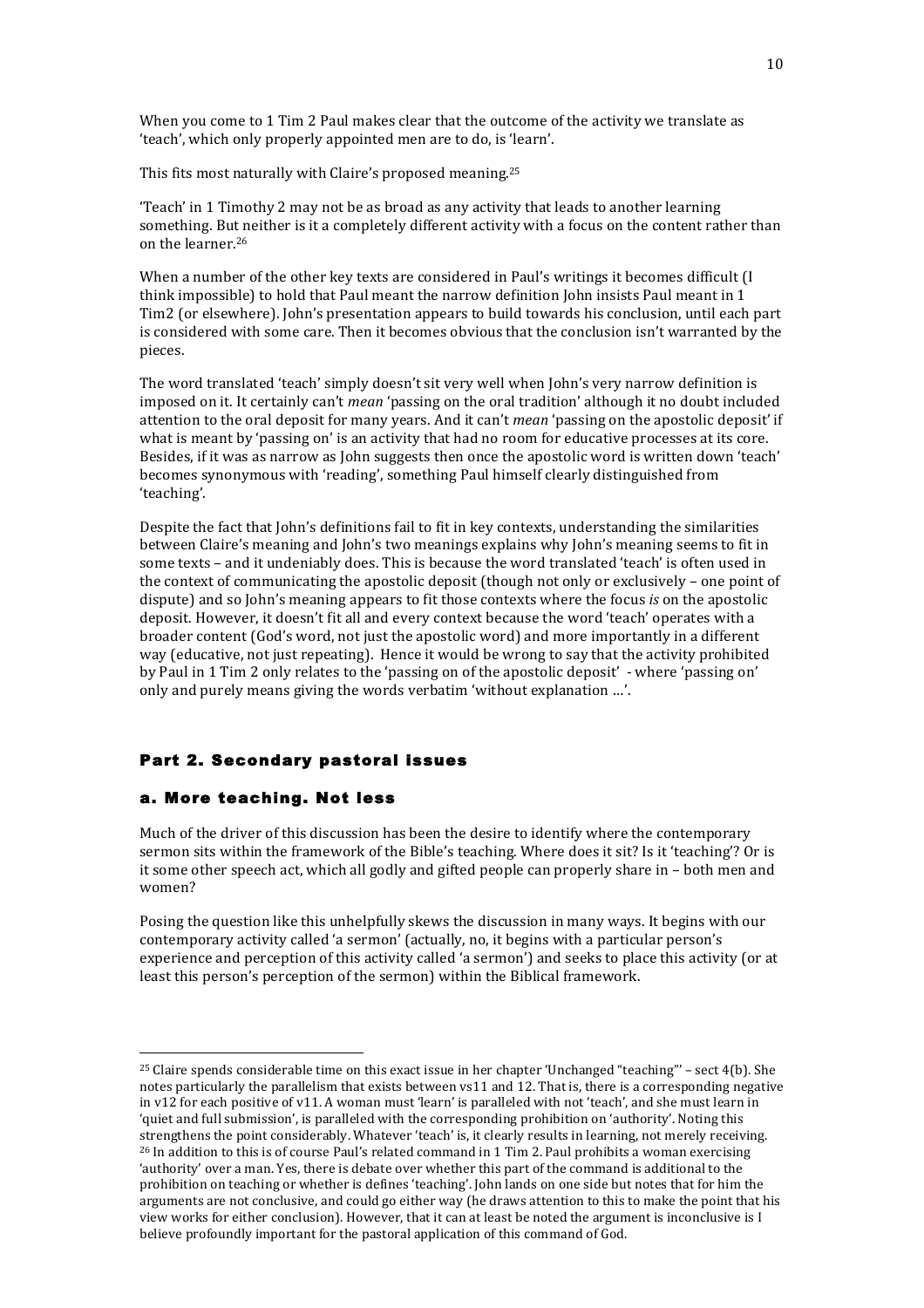When you come to 1 Tim 2 Paul makes clear that the outcome of the activity we translate as 'teach', which only properly appointed men are to do, is 'learn'.

This fits most naturally with Claire's proposed meaning.[25]

'Teach' in 1 Timothy 2 may not be as broad as any activity that leads to another learning something. But neither is it a completely different activity with a focus on the content rather than on the learner.[26]

When a number of the other key texts are considered in Paul's writings it becomes difficult (I think impossible) to hold that Paul meant the narrow definition John insists Paul meant in 1 Tim2 (or elsewhere). John's presentation appears to build towards his conclusion, until each part is considered with some care. Then it becomes obvious that the conclusion isn't warranted by the pieces.

The word translated 'teach' simply doesn't sit very well when John's very narrow definition is imposed on it. It certainly can't *mean* 'passing on the oral tradition' although it no doubt included attention to the oral deposit for many years. And it can't *mean* 'passing on the apostolic deposit' if what is meant by 'passing on' is an activity that had no room for educative processes at its core. Besides, if it was as narrow as John suggests then once the apostolic word is written down 'teach' becomes synonymous with 'reading', something Paul himself clearly distinguished from 'teaching'.

Despite the fact that John's definitions fail to fit in key contexts, understanding the similarities between Claire's meaning and John's two meanings explains why John's meaning seems to fit in some texts – and it undeniably does. This is because the word translated 'teach' is often used in the context of communicating the apostolic deposit (though not only or exclusively – one point of dispute) and so John's meaning appears to fit those contexts where the focus *is* on the apostolic deposit. However, it doesn't fit all and every context because the word 'teach' operates with a broader content (God's word, not just the apostolic word) and more importantly in a different way (educative, not just repeating). Hence it would be wrong to say that the activity prohibited by Paul in 1 Tim 2 only relates to the 'passing on of the apostolic deposit' - where 'passing on' only and purely means giving the words verbatim 'without explanation …'.

## Part 2. Secondary pastoral issues

### a. More teaching. Not less

Much of the driver of this discussion has been the desire to identify where the contemporary sermon sits within the framework of the Bible's teaching. Where does it sit? Is it 'teaching'? Or is it some other speech act, which all godly and gifted people can properly share in – both men and women?

Posing the question like this unhelpfully skews the discussion in many ways. It begins with our contemporary activity called 'a sermon' (actually, no, it begins with a particular person's experience and perception of this activity called 'a sermon') and seeks to place this activity (or at least this person's perception of the sermon) within the Biblical framework.

---

[25] Claire spends considerable time on this exact issue in her chapter 'Unchanged "teaching"' – sect 4(b). She notes particularly the parallelism that exists between vs11 and 12. That is, there is a corresponding negative in v12 for each positive of v11. A woman must 'learn' is paralleled with not 'teach', and she must learn in 'quiet and full submission', is paralleled with the corresponding prohibition on 'authority'. Noting this strengthens the point considerably. Whatever 'teach' is, it clearly results in learning, not merely receiving.

[26] In addition to this is of course Paul's related command in 1 Tim 2. Paul prohibits a woman exercising 'authority' over a man. Yes, there is debate over whether this part of the command is additional to the prohibition on teaching or whether is defines 'teaching'. John lands on one side but notes that for him the arguments are not conclusive, and could go either way (he draws attention to this to make the point that his view works for either conclusion). However, that it can at least be noted the argument is inconclusive is I believe profoundly important for the pastoral application of this command of God.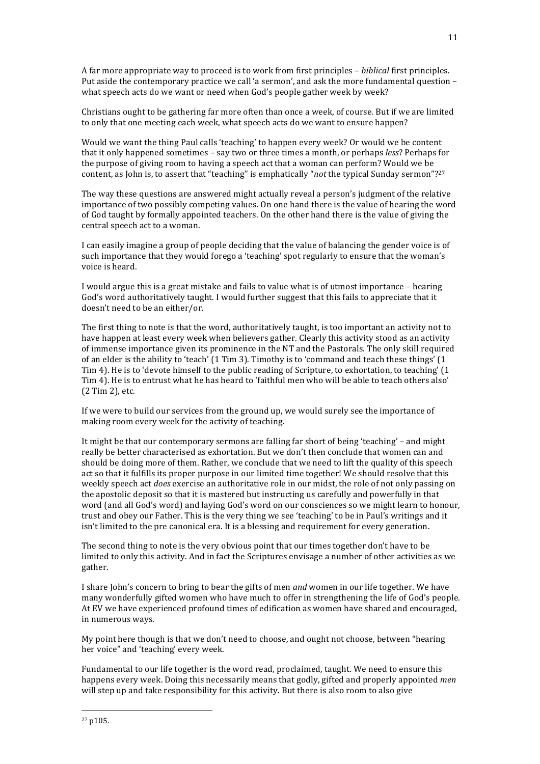A far more appropriate way to proceed is to work from first principles – *biblical* first principles. Put aside the contemporary practice we call 'a sermon', and ask the more fundamental question – what speech acts do we want or need when God's people gather week by week?

Christians ought to be gathering far more often than once a week, of course. But if we are limited to only that one meeting each week, what speech acts do we want to ensure happen?

Would we want the thing Paul calls 'teaching' to happen every week? Or would we be content that it only happened sometimes – say two or three times a month, or perhaps *less*? Perhaps for the purpose of giving room to having a speech act that a woman can perform? Would we be content, as John is, to assert that "teaching" is emphatically "*not* the typical Sunday sermon"?[27]

The way these questions are answered might actually reveal a person's judgment of the relative importance of two possibly competing values. On one hand there is the value of hearing the word of God taught by formally appointed teachers. On the other hand there is the value of giving the central speech act to a woman.

I can easily imagine a group of people deciding that the value of balancing the gender voice is of such importance that they would forego a 'teaching' spot regularly to ensure that the woman's voice is heard.

I would argue this is a great mistake and fails to value what is of utmost importance – hearing God's word authoritatively taught. I would further suggest that this fails to appreciate that it doesn't need to be an either/or.

The first thing to note is that the word, authoritatively taught, is too important an activity not to have happen at least every week when believers gather. Clearly this activity stood as an activity of immense importance given its prominence in the NT and the Pastorals. The only skill required of an elder is the ability to 'teach' (1 Tim 3). Timothy is to 'command and teach these things' (1 Tim 4). He is to 'devote himself to the public reading of Scripture, to exhortation, to teaching' (1 Tim 4). He is to entrust what he has heard to 'faithful men who will be able to teach others also' (2 Tim 2), etc.

If we were to build our services from the ground up, we would surely see the importance of making room every week for the activity of teaching.

It might be that our contemporary sermons are falling far short of being 'teaching' – and might really be better characterised as exhortation. But we don't then conclude that women can and should be doing more of them. Rather, we conclude that we need to lift the quality of this speech act so that it fulfills its proper purpose in our limited time together! We should resolve that this weekly speech act *does* exercise an authoritative role in our midst, the role of not only passing on the apostolic deposit so that it is mastered but instructing us carefully and powerfully in that word (and all God's word) and laying God's word on our consciences so we might learn to honour, trust and obey our Father. This is the very thing we see 'teaching' to be in Paul's writings and it isn't limited to the pre canonical era. It is a blessing and requirement for every generation.

The second thing to note is the very obvious point that our times together don't have to be limited to only this activity. And in fact the Scriptures envisage a number of other activities as we gather.

I share John's concern to bring to bear the gifts of men *and* women in our life together. We have many wonderfully gifted women who have much to offer in strengthening the life of God's people. At EV we have experienced profound times of edification as women have shared and encouraged, in numerous ways.

My point here though is that we don't need to choose, and ought not choose, between "hearing her voice" and 'teaching' every week.

Fundamental to our life together is the word read, proclaimed, taught. We need to ensure this happens every week. Doing this necessarily means that godly, gifted and properly appointed *men* will step up and take responsibility for this activity. But there is also room to also give

[27] p105.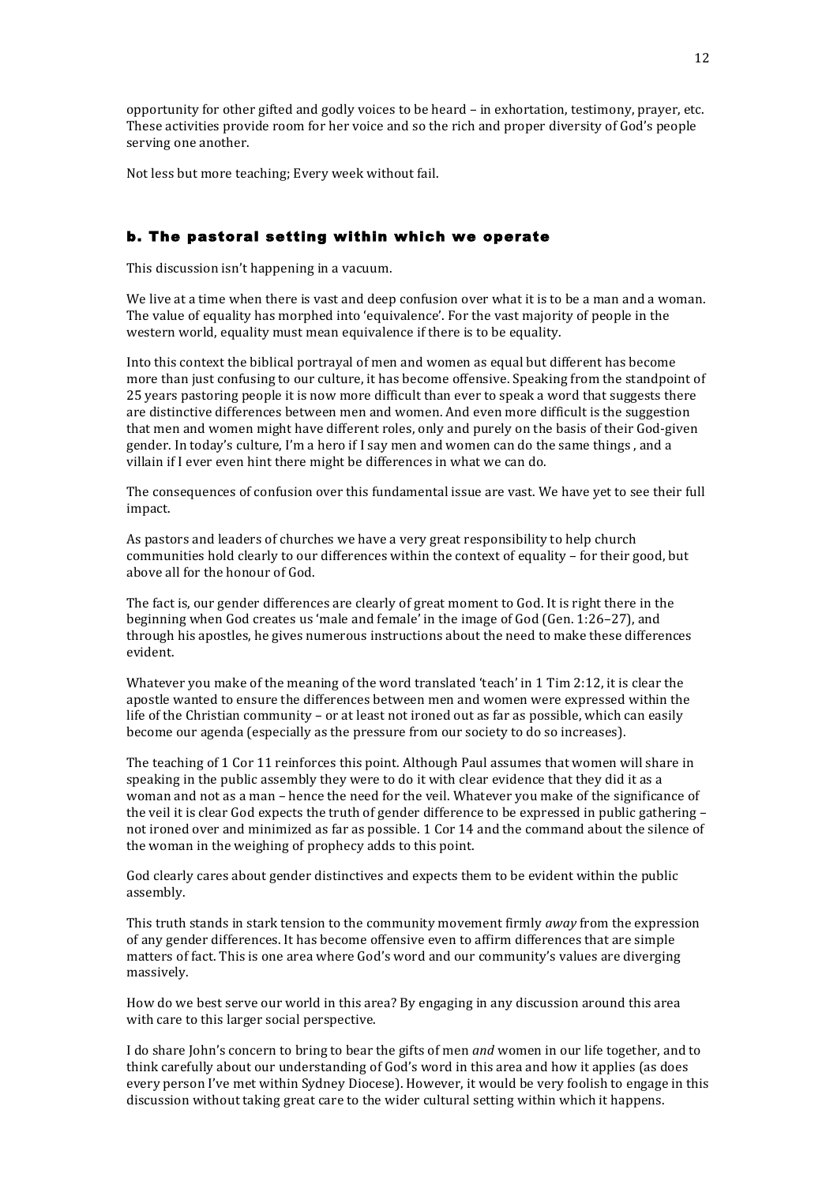opportunity for other gifted and godly voices to be heard – in exhortation, testimony, prayer, etc. These activities provide room for her voice and so the rich and proper diversity of God's people serving one another.

Not less but more teaching; Every week without fail.

### b. The pastoral setting within which we operate

This discussion isn't happening in a vacuum.

We live at a time when there is vast and deep confusion over what it is to be a man and a woman. The value of equality has morphed into 'equivalence'. For the vast majority of people in the western world, equality must mean equivalence if there is to be equality.

Into this context the biblical portrayal of men and women as equal but different has become more than just confusing to our culture, it has become offensive. Speaking from the standpoint of 25 years pastoring people it is now more difficult than ever to speak a word that suggests there are distinctive differences between men and women. And even more difficult is the suggestion that men and women might have different roles, only and purely on the basis of their God-given gender. In today's culture, I'm a hero if I say men and women can do the same things , and a villain if I ever even hint there might be differences in what we can do.

The consequences of confusion over this fundamental issue are vast. We have yet to see their full impact.

As pastors and leaders of churches we have a very great responsibility to help church communities hold clearly to our differences within the context of equality – for their good, but above all for the honour of God.

The fact is, our gender differences are clearly of great moment to God. It is right there in the beginning when God creates us 'male and female' in the image of God (Gen. 1:26–27), and through his apostles, he gives numerous instructions about the need to make these differences evident.

Whatever you make of the meaning of the word translated 'teach' in 1 Tim 2:12, it is clear the apostle wanted to ensure the differences between men and women were expressed within the life of the Christian community – or at least not ironed out as far as possible, which can easily become our agenda (especially as the pressure from our society to do so increases).

The teaching of 1 Cor 11 reinforces this point. Although Paul assumes that women will share in speaking in the public assembly they were to do it with clear evidence that they did it as a woman and not as a man – hence the need for the veil. Whatever you make of the significance of the veil it is clear God expects the truth of gender difference to be expressed in public gathering – not ironed over and minimized as far as possible. 1 Cor 14 and the command about the silence of the woman in the weighing of prophecy adds to this point.

God clearly cares about gender distinctives and expects them to be evident within the public assembly.

This truth stands in stark tension to the community movement firmly *away* from the expression of any gender differences. It has become offensive even to affirm differences that are simple matters of fact. This is one area where God's word and our community's values are diverging massively.

How do we best serve our world in this area? By engaging in any discussion around this area with care to this larger social perspective.

I do share John's concern to bring to bear the gifts of men *and* women in our life together, and to think carefully about our understanding of God's word in this area and how it applies (as does every person I've met within Sydney Diocese). However, it would be very foolish to engage in this discussion without taking great care to the wider cultural setting within which it happens.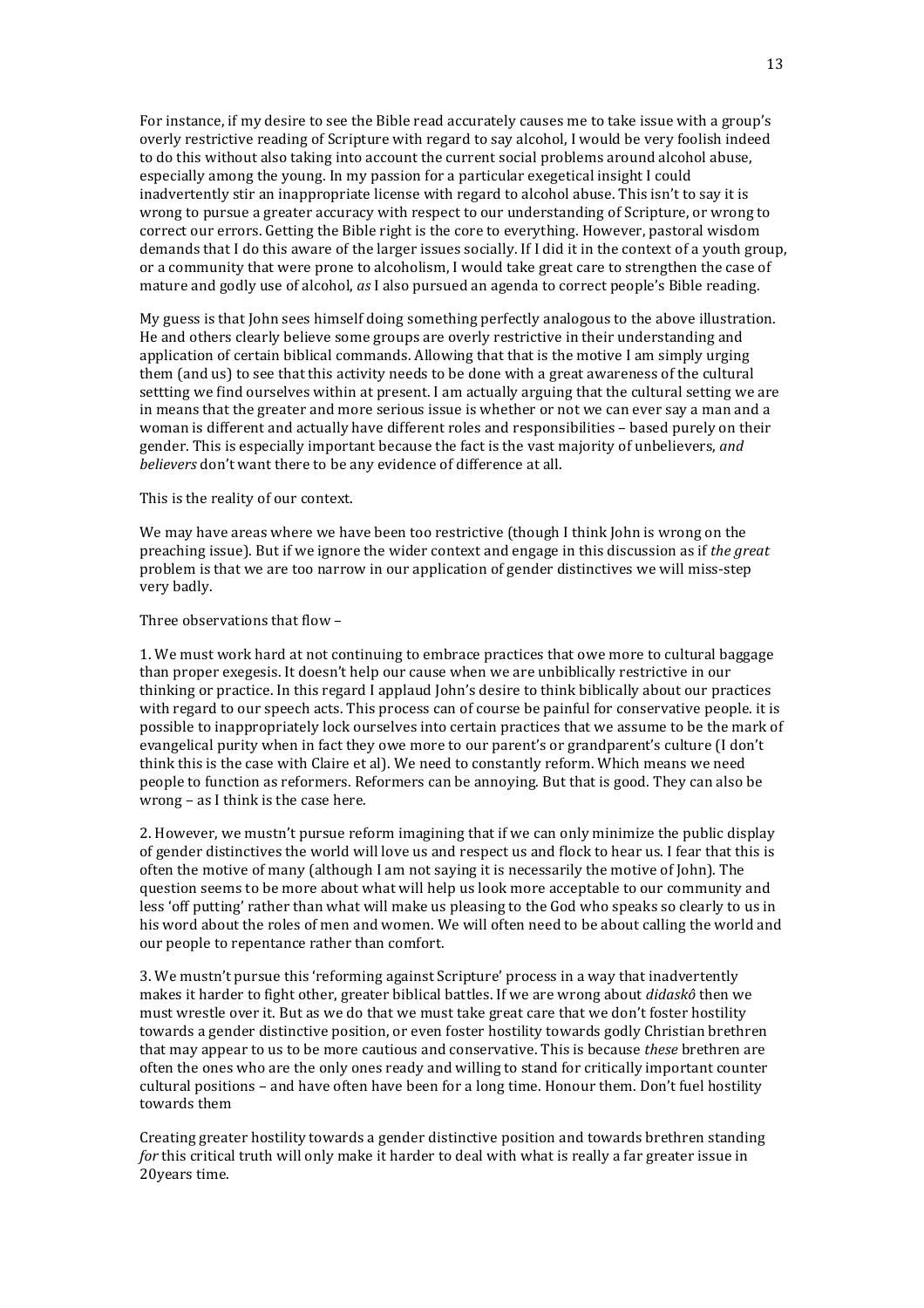For instance, if my desire to see the Bible read accurately causes me to take issue with a group's overly restrictive reading of Scripture with regard to say alcohol, I would be very foolish indeed to do this without also taking into account the current social problems around alcohol abuse, especially among the young. In my passion for a particular exegetical insight I could inadvertently stir an inappropriate license with regard to alcohol abuse. This isn't to say it is wrong to pursue a greater accuracy with respect to our understanding of Scripture, or wrong to correct our errors. Getting the Bible right is the core to everything. However, pastoral wisdom demands that I do this aware of the larger issues socially. If I did it in the context of a youth group, or a community that were prone to alcoholism, I would take great care to strengthen the case of mature and godly use of alcohol, *as* I also pursued an agenda to correct people's Bible reading.

My guess is that John sees himself doing something perfectly analogous to the above illustration. He and others clearly believe some groups are overly restrictive in their understanding and application of certain biblical commands. Allowing that that is the motive I am simply urging them (and us) to see that this activity needs to be done with a great awareness of the cultural settting we find ourselves within at present. I am actually arguing that the cultural setting we are in means that the greater and more serious issue is whether or not we can ever say a man and a woman is different and actually have different roles and responsibilities – based purely on their gender. This is especially important because the fact is the vast majority of unbelievers, *and believers* don't want there to be any evidence of difference at all.

This is the reality of our context.

We may have areas where we have been too restrictive (though I think John is wrong on the preaching issue). But if we ignore the wider context and engage in this discussion as if *the great* problem is that we are too narrow in our application of gender distinctives we will miss-step very badly.

Three observations that flow –

1. We must work hard at not continuing to embrace practices that owe more to cultural baggage than proper exegesis. It doesn't help our cause when we are unbiblically restrictive in our thinking or practice. In this regard I applaud John's desire to think biblically about our practices with regard to our speech acts. This process can of course be painful for conservative people. it is possible to inappropriately lock ourselves into certain practices that we assume to be the mark of evangelical purity when in fact they owe more to our parent's or grandparent's culture (I don't think this is the case with Claire et al). We need to constantly reform. Which means we need people to function as reformers. Reformers can be annoying. But that is good. They can also be wrong – as I think is the case here.

2. However, we mustn't pursue reform imagining that if we can only minimize the public display of gender distinctives the world will love us and respect us and flock to hear us. I fear that this is often the motive of many (although I am not saying it is necessarily the motive of John). The question seems to be more about what will help us look more acceptable to our community and less 'off putting' rather than what will make us pleasing to the God who speaks so clearly to us in his word about the roles of men and women. We will often need to be about calling the world and our people to repentance rather than comfort.

3. We mustn't pursue this 'reforming against Scripture' process in a way that inadvertently makes it harder to fight other, greater biblical battles. If we are wrong about *didaskô* then we must wrestle over it. But as we do that we must take great care that we don't foster hostility towards a gender distinctive position, or even foster hostility towards godly Christian brethren that may appear to us to be more cautious and conservative. This is because *these* brethren are often the ones who are the only ones ready and willing to stand for critically important counter cultural positions – and have often have been for a long time. Honour them. Don't fuel hostility towards them

Creating greater hostility towards a gender distinctive position and towards brethren standing *for* this critical truth will only make it harder to deal with what is really a far greater issue in 20years time.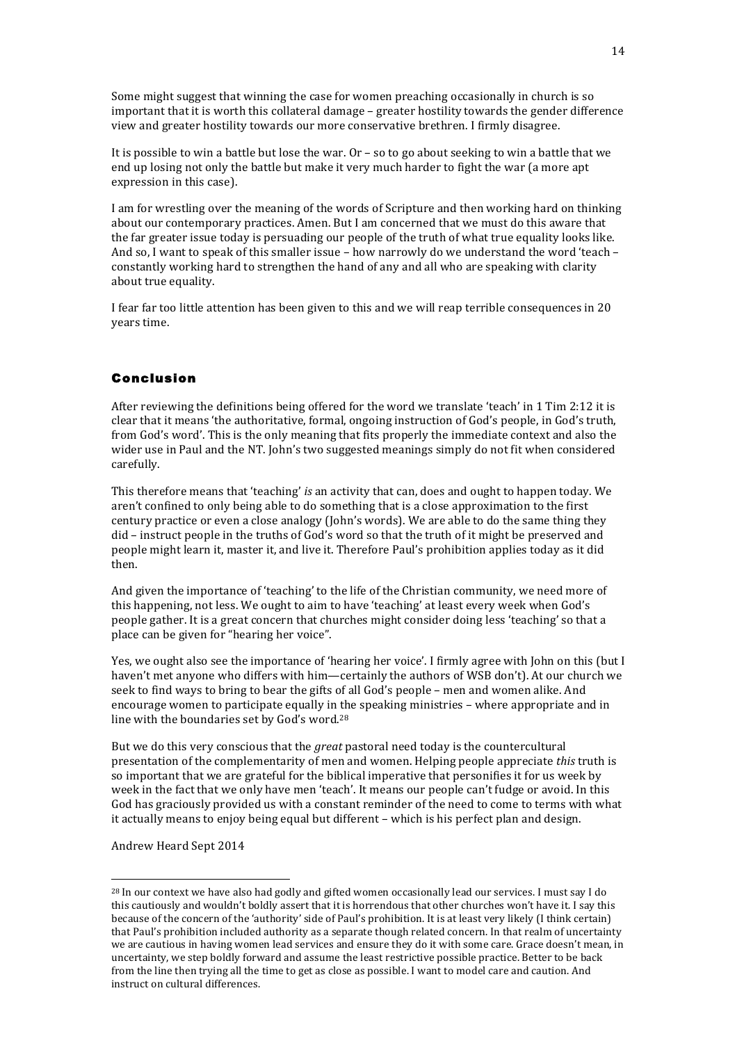Some might suggest that winning the case for women preaching occasionally in church is so important that it is worth this collateral damage – greater hostility towards the gender difference view and greater hostility towards our more conservative brethren. I firmly disagree.

It is possible to win a battle but lose the war. Or – so to go about seeking to win a battle that we end up losing not only the battle but make it very much harder to fight the war (a more apt expression in this case).

I am for wrestling over the meaning of the words of Scripture and then working hard on thinking about our contemporary practices. Amen. But I am concerned that we must do this aware that the far greater issue today is persuading our people of the truth of what true equality looks like. And so, I want to speak of this smaller issue – how narrowly do we understand the word 'teach – constantly working hard to strengthen the hand of any and all who are speaking with clarity about true equality.

I fear far too little attention has been given to this and we will reap terrible consequences in 20 years time.

## Conclusion

After reviewing the definitions being offered for the word we translate 'teach' in 1 Tim 2:12 it is clear that it means 'the authoritative, formal, ongoing instruction of God's people, in God's truth, from God's word'. This is the only meaning that fits properly the immediate context and also the wider use in Paul and the NT. John's two suggested meanings simply do not fit when considered carefully.

This therefore means that 'teaching' *is* an activity that can, does and ought to happen today. We aren't confined to only being able to do something that is a close approximation to the first century practice or even a close analogy (John's words). We are able to do the same thing they did – instruct people in the truths of God's word so that the truth of it might be preserved and people might learn it, master it, and live it. Therefore Paul's prohibition applies today as it did then.

And given the importance of 'teaching' to the life of the Christian community, we need more of this happening, not less. We ought to aim to have 'teaching' at least every week when God's people gather. It is a great concern that churches might consider doing less 'teaching' so that a place can be given for "hearing her voice".

Yes, we ought also see the importance of 'hearing her voice'. I firmly agree with John on this (but I haven't met anyone who differs with him—certainly the authors of WSB don't). At our church we seek to find ways to bring to bear the gifts of all God's people – men and women alike. And encourage women to participate equally in the speaking ministries – where appropriate and in line with the boundaries set by God's word.[28]

But we do this very conscious that the *great* pastoral need today is the countercultural presentation of the complementarity of men and women. Helping people appreciate *this* truth is so important that we are grateful for the biblical imperative that personifies it for us week by week in the fact that we only have men 'teach'. It means our people can't fudge or avoid. In this God has graciously provided us with a constant reminder of the need to come to terms with what it actually means to enjoy being equal but different – which is his perfect plan and design.

Andrew Heard Sept 2014

---

[28] In our context we have also had godly and gifted women occasionally lead our services. I must say I do this cautiously and wouldn't boldly assert that it is horrendous that other churches won't have it. I say this because of the concern of the 'authority' side of Paul's prohibition. It is at least very likely (I think certain) that Paul's prohibition included authority as a separate though related concern. In that realm of uncertainty we are cautious in having women lead services and ensure they do it with some care. Grace doesn't mean, in uncertainty, we step boldly forward and assume the least restrictive possible practice. Better to be back from the line then trying all the time to get as close as possible. I want to model care and caution. And instruct on cultural differences.